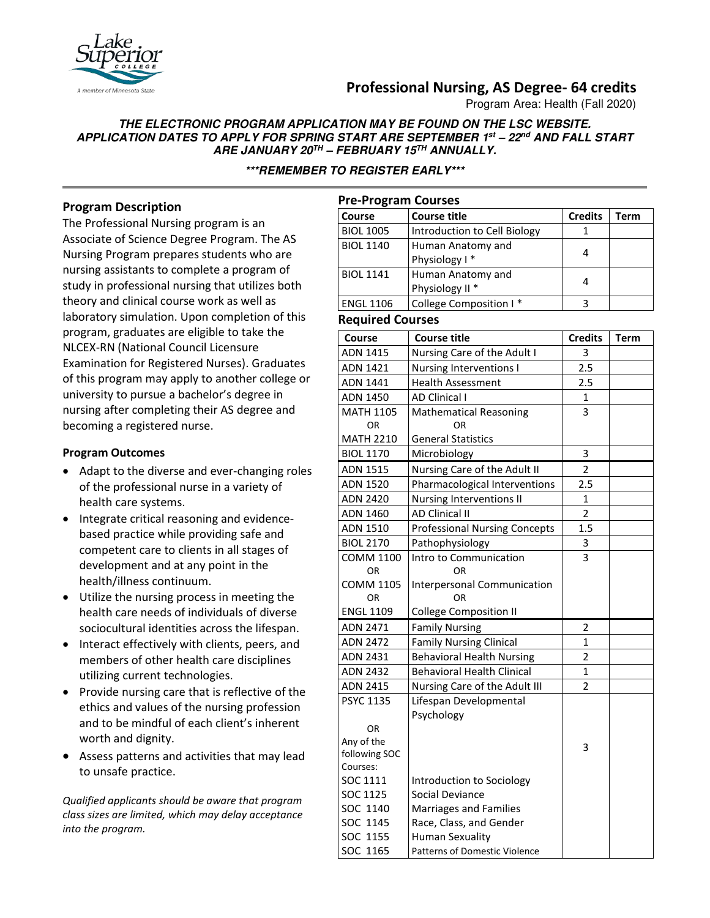# Professional Nursing, AS Degree- 64 credits

Program Area: Health (Fall 2020)

***THE ELECTRONIC PROGRAM APPLICATION MAY BE FOUND ON THE LSC WEBSITE. APPLICATION DATES TO APPLY FOR SPRING START ARE SEPTEMBER 1st – 22nd AND FALL START ARE JANUARY 20TH – FEBRUARY 15TH ANNUALLY.***

***\*\*\*REMEMBER TO REGISTER EARLY\*\*\****

## Program Description

The Professional Nursing program is an Associate of Science Degree Program. The AS Nursing Program prepares students who are nursing assistants to complete a program of study in professional nursing that utilizes both theory and clinical course work as well as laboratory simulation. Upon completion of this program, graduates are eligible to take the NLCEX-RN (National Council Licensure Examination for Registered Nurses). Graduates of this program may apply to another college or university to pursue a bachelor's degree in nursing after completing their AS degree and becoming a registered nurse.

### Program Outcomes

- Adapt to the diverse and ever-changing roles of the professional nurse in a variety of health care systems.
- Integrate critical reasoning and evidence-based practice while providing safe and competent care to clients in all stages of development and at any point in the health/illness continuum.
- Utilize the nursing process in meeting the health care needs of individuals of diverse sociocultural identities across the lifespan.
- Interact effectively with clients, peers, and members of other health care disciplines utilizing current technologies.
- Provide nursing care that is reflective of the ethics and values of the nursing profession and to be mindful of each client's inherent worth and dignity.
- Assess patterns and activities that may lead to unsafe practice.

*Qualified applicants should be aware that program class sizes are limited, which may delay acceptance into the program.*

## Pre-Program Courses

| Course | Course title | Credits | Term |
|---|---|---|---|
| BIOL 1005 | Introduction to Cell Biology | 1 | |
| BIOL 1140 | Human Anatomy and Physiology I * | 4 | |
| BIOL 1141 | Human Anatomy and Physiology II * | 4 | |
| ENGL 1106 | College Composition I * | 3 | |

## Required Courses

| Course | Course title | Credits | Term |
|---|---|---|---|
| ADN 1415 | Nursing Care of the Adult I | 3 | |
| ADN 1421 | Nursing Interventions I | 2.5 | |
| ADN 1441 | Health Assessment | 2.5 | |
| ADN 1450 | AD Clinical I | 1 | |
| MATH 1105 OR MATH 2210 | Mathematical Reasoning OR General Statistics | 3 | |
| BIOL 1170 | Microbiology | 3 | |
| ADN 1515 | Nursing Care of the Adult II | 2 | |
| ADN 1520 | Pharmacological Interventions | 2.5 | |
| ADN 2420 | Nursing Interventions II | 1 | |
| ADN 1460 | AD Clinical II | 2 | |
| ADN 1510 | Professional Nursing Concepts | 1.5 | |
| BIOL 2170 | Pathophysiology | 3 | |
| COMM 1100 OR COMM 1105 OR ENGL 1109 | Intro to Communication OR Interpersonal Communication OR College Composition II | 3 | |
| ADN 2471 | Family Nursing | 2 | |
| ADN 2472 | Family Nursing Clinical | 1 | |
| ADN 2431 | Behavioral Health Nursing | 2 | |
| ADN 2432 | Behavioral Health Clinical | 1 | |
| ADN 2415 | Nursing Care of the Adult III | 2 | |
| PSYC 1135 OR Any of the following SOC Courses: SOC 1111, SOC 1125, SOC 1140, SOC 1145, SOC 1155, SOC 1165 | Lifespan Developmental Psychology; Introduction to Sociology; Social Deviance; Marriages and Families; Race, Class, and Gender; Human Sexuality; Patterns of Domestic Violence | 3 | |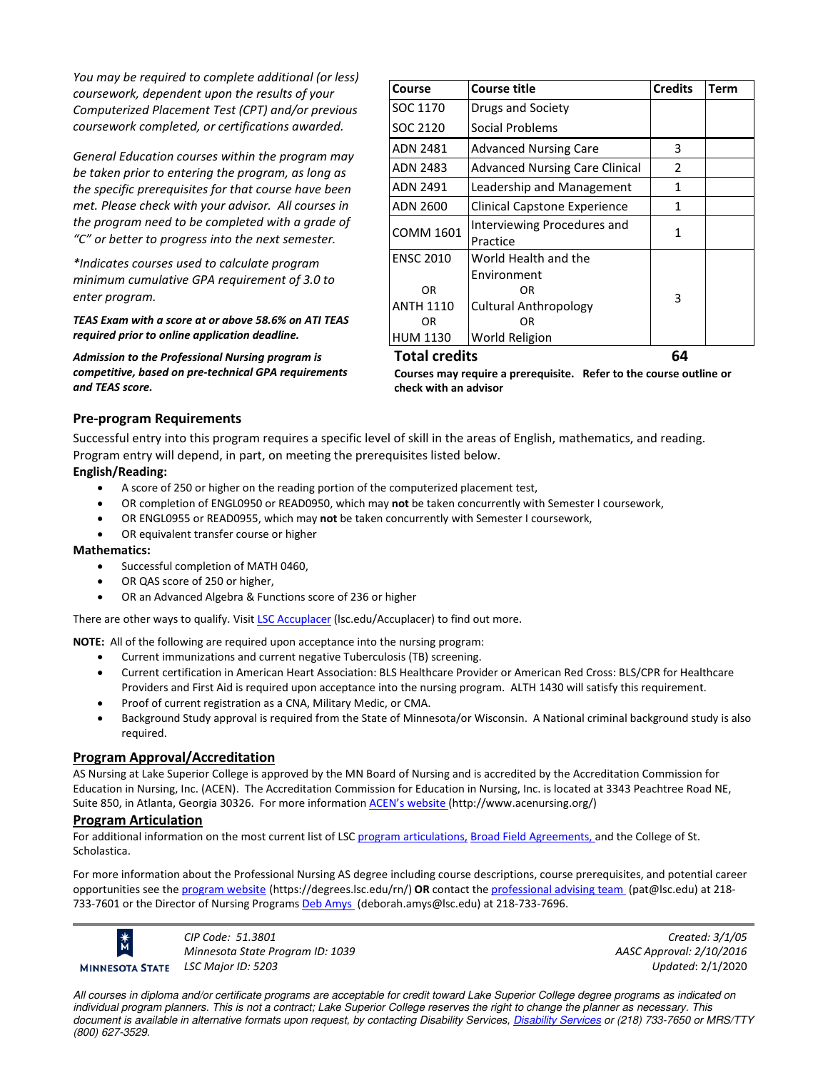*You may be required to complete additional (or less) coursework, dependent upon the results of your Computerized Placement Test (CPT) and/or previous coursework completed, or certifications awarded.*

*General Education courses within the program may be taken prior to entering the program, as long as the specific prerequisites for that course have been met. Please check with your advisor. All courses in the program need to be completed with a grade of "C" or better to progress into the next semester.*

*\*Indicates courses used to calculate program minimum cumulative GPA requirement of 3.0 to enter program.*

***TEAS Exam with a score at or above 58.6% on ATI TEAS required prior to online application deadline.***

***Admission to the Professional Nursing program is competitive, based on pre-technical GPA requirements and TEAS score.***

| Course | Course title | Credits | Term |
|---|---|---|---|
| SOC 1170<br>SOC 2120 | Drugs and Society<br>Social Problems | | |
| ADN 2481 | Advanced Nursing Care | 3 | |
| ADN 2483 | Advanced Nursing Care Clinical | 2 | |
| ADN 2491 | Leadership and Management | 1 | |
| ADN 2600 | Clinical Capstone Experience | 1 | |
| COMM 1601 | Interviewing Procedures and Practice | 1 | |
| ENSC 2010<br>OR<br>ANTH 1110<br>OR<br>HUM 1130 | World Health and the Environment<br>OR<br>Cultural Anthropology<br>OR<br>World Religion | 3 | |
| **Total credits** | | **64** | |

**Courses may require a prerequisite. Refer to the course outline or check with an advisor**

### Pre-program Requirements

Successful entry into this program requires a specific level of skill in the areas of English, mathematics, and reading. Program entry will depend, in part, on meeting the prerequisites listed below.

**English/Reading:**

- A score of 250 or higher on the reading portion of the computerized placement test,
- OR completion of ENGL0950 or READ0950, which may **not** be taken concurrently with Semester I coursework,
- OR ENGL0955 or READ0955, which may **not** be taken concurrently with Semester I coursework,
- OR equivalent transfer course or higher

**Mathematics:**

- Successful completion of MATH 0460,
- OR QAS score of 250 or higher,
- OR an Advanced Algebra & Functions score of 236 or higher

There are other ways to qualify. Visit LSC Accuplacer (lsc.edu/Accuplacer) to find out more.

**NOTE:** All of the following are required upon acceptance into the nursing program:

- Current immunizations and current negative Tuberculosis (TB) screening.
- Current certification in American Heart Association: BLS Healthcare Provider or American Red Cross: BLS/CPR for Healthcare Providers and First Aid is required upon acceptance into the nursing program. ALTH 1430 will satisfy this requirement.
- Proof of current registration as a CNA, Military Medic, or CMA.
- Background Study approval is required from the State of Minnesota/or Wisconsin. A National criminal background study is also required.

### Program Approval/Accreditation

AS Nursing at Lake Superior College is approved by the MN Board of Nursing and is accredited by the Accreditation Commission for Education in Nursing, Inc. (ACEN). The Accreditation Commission for Education in Nursing, Inc. is located at 3343 Peachtree Road NE, Suite 850, in Atlanta, Georgia 30326. For more information ACEN's website (http://www.acenursing.org/)

### Program Articulation

For additional information on the most current list of LSC program articulations, Broad Field Agreements, and the College of St. Scholastica.

For more information about the Professional Nursing AS degree including course descriptions, course prerequisites, and potential career opportunities see the program website (https://degrees.lsc.edu/rn/) **OR** contact the professional advising team (pat@lsc.edu) at 218-733-7601 or the Director of Nursing Programs Deb Amys (deborah.amys@lsc.edu) at 218-733-7696.

MINNESOTA STATE

*CIP Code: 51.3801*
*Minnesota State Program ID: 1039*
*LSC Major ID: 5203*

*Created: 3/1/05*
*AASC Approval: 2/10/2016*
*Updated: 2/1/2020*

*All courses in diploma and/or certificate programs are acceptable for credit toward Lake Superior College degree programs as indicated on individual program planners. This is not a contract; Lake Superior College reserves the right to change the planner as necessary. This document is available in alternative formats upon request, by contacting Disability Services, Disability Services or (218) 733-7650 or MRS/TTY (800) 627-3529.*